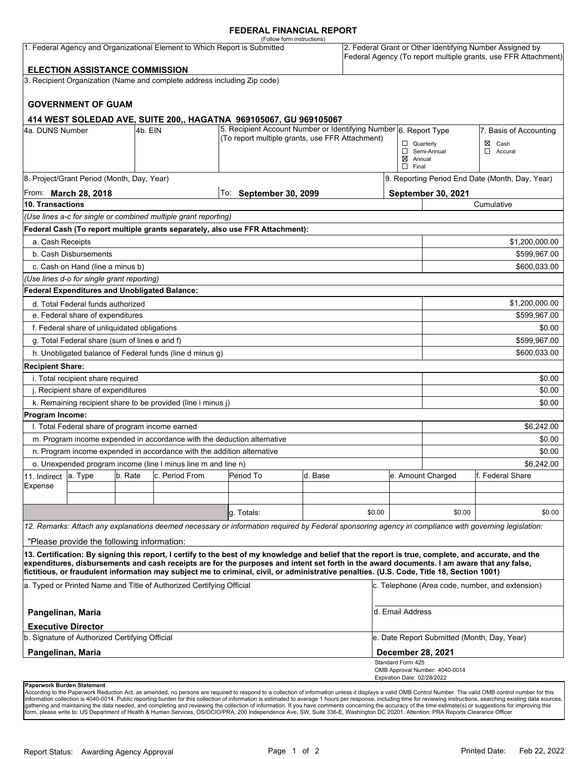# FEDERAL FINANCIAL REPORT

(Follow form instructions)

| | |
|---|---|
| 1. Federal Agency and Organizational Element to Which Report is Submitted<br><br>**ELECTION ASSISTANCE COMMISSION** | 2. Federal Grant or Other Identifying Number Assigned by Federal Agency (To report multiple grants, use FFR Attachment) |

3. Recipient Organization (Name and complete address including Zip code)

**GOVERNMENT OF GUAM**

**414 WEST SOLEDAD AVE, SUITE 200,, HAGATNA 969105067, GU 969105067**

| 4a. DUNS Number | 4b. EIN | 5. Recipient Account Number or Identifying Number (To report multiple grants, use FFR Attachment) | 6. Report Type | 7. Basis of Accounting |
|---|---|---|---|---|
| | | | ☐ Quarterly<br>☐ Semi-Annual<br>☒ Annual<br>☐ Final | ☒ Cash<br>☐ Accural |

| 8. Project/Grant Period (Month, Day, Year) | | 9. Reporting Period End Date (Month, Day, Year) |
|---|---|---|
| From: **March 28, 2018** | To: **September 30, 2099** | **September 30, 2021** |

| **10. Transactions** | Cumulative |
|---|---|
| *(Use lines a-c for single or combined multiple grant reporting)* | |
| **Federal Cash (To report multiple grants separately, also use FFR Attachment):** | |
| a. Cash Receipts | $1,200,000.00 |
| b. Cash Disbursements | $599,967.00 |
| c. Cash on Hand (line a minus b) | $600,033.00 |
| *(Use lines d-o for single grant reporting)* | |
| **Federal Expenditures and Unobligated Balance:** | |
| d. Total Federal funds authorized | $1,200,000.00 |
| e. Federal share of expenditures | $599,967.00 |
| f. Federal share of unliquidated obligations | $0.00 |
| g. Total Federal share (sum of lines e and f) | $599,967.00 |
| h. Unobligated balance of Federal funds (line d minus g) | $600,033.00 |
| **Recipient Share:** | |
| i. Total recipient share required | $0.00 |
| j. Recipient share of expenditures | $0.00 |
| k. Remaining recipient share to be provided (line i minus j) | $0.00 |
| **Program Income:** | |
| l. Total Federal share of program income earned | $6,242.00 |
| m. Program income expended in accordance with the deduction alternative | $0.00 |
| n. Program income expended in accordance with the addition alternative | $0.00 |
| o. Unexpended program income (line l minus line m and line n) | $6,242.00 |

| 11. Indirect Expense | a. Type | b. Rate | c. Period From | Period To | d. Base | e. Amount Charged | f. Federal Share |
|---|---|---|---|---|---|---|---|
| | | | | | | | |
| | | | | | | | |
| | | | | g. Totals: | $0.00 | $0.00 | $0.00 |

*12. Remarks: Attach any explanations deemed necessary or information required by Federal sponsoring agency in compliance with governing legislation:*

"Please provide the following information:

**13. Certification: By signing this report, I certify to the best of my knowledge and belief that the report is true, complete, and accurate, and the expenditures, disbursements and cash receipts are for the purposes and intent set forth in the award documents. I am aware that any false, fictitious, or fraudulent information may subject me to criminal, civil, or administrative penalties. (U.S. Code, Title 18, Section 1001)**

| | |
|---|---|
| a. Typed or Printed Name and Title of Authorized Certifying Official<br><br>**Pangelinan, Maria**<br>**Executive Director** | c. Telephone (Area code, number, and extension)<br><br>d. Email Address |
| b. Signature of Authorized Certifying Official<br><br>**Pangelinan, Maria** | e. Date Report Submitted (Month, Day, Year)<br><br>**December 28, 2021** |

Standard Form 425
OMB Approval Number: 4040-0014
Expiration Date: 02/28/2022

**Paperwork Burden Statement**

According to the Paperwork Reduction Act, as amended, no persons are required to respond to a collection of information unless it displays a valid OMB Control Number. The valid OMB control number for this information collection is 4040-0014. Public reporting burden for this collection of information is estimated to average 1 hours per response, including time for reviewing instructions, searching existing data sources, gathering and maintaining the data needed, and completing and reviewing the collection of information. If you have comments concerning the accuracy of the time estimate(s) or suggestions for improving this form, please write to: US Department of Health & Human Services, OS/OCIO/PRA, 200 Independence Ave, SW, Suite 336-E, Washington DC 20201. Attention: PRA Reports Clearance Officer

Report Status: Awarding Agency Approval

Printed Date: Feb 22, 2022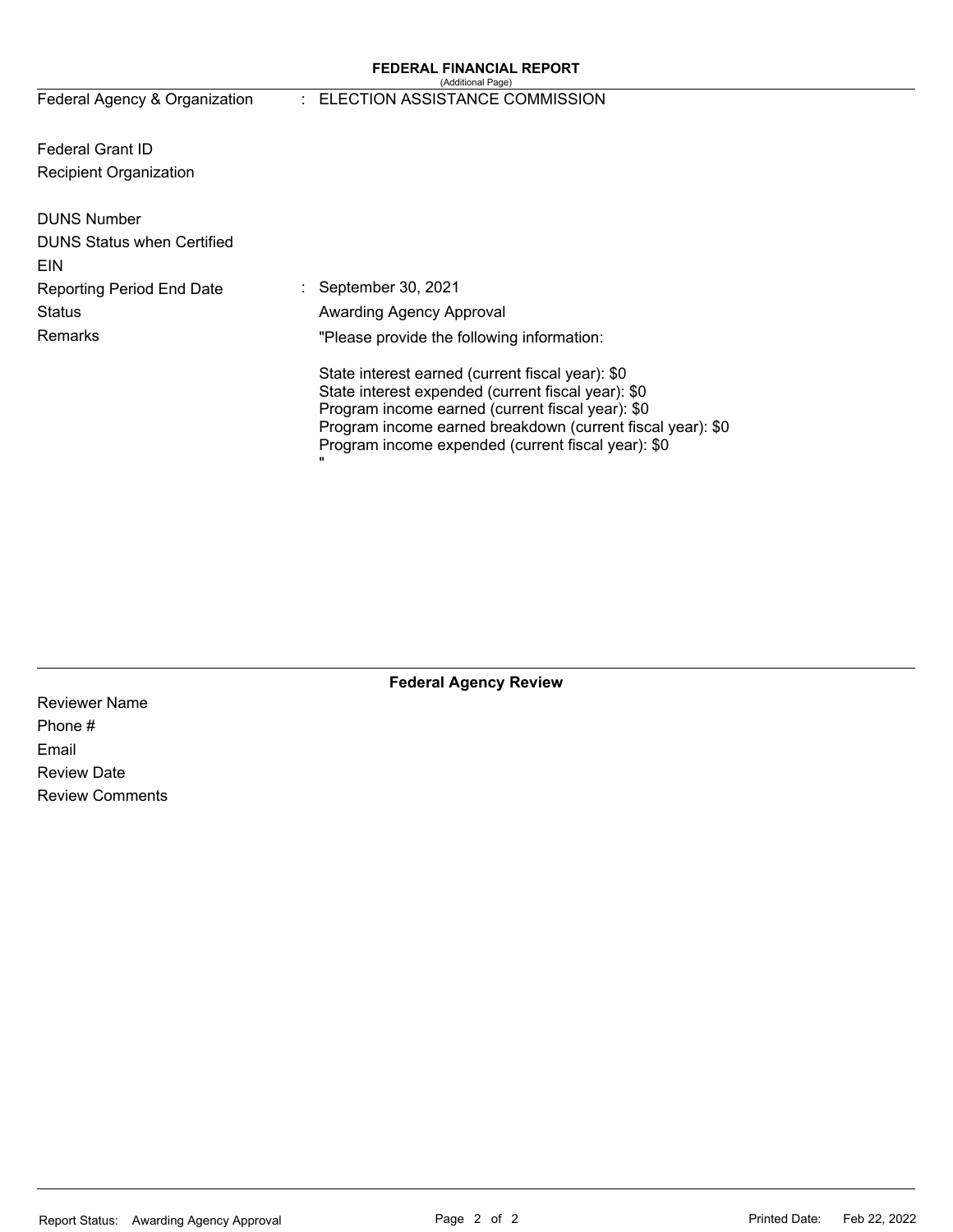# FEDERAL FINANCIAL REPORT

(Additional Page)

| | |
|---|---|
| Federal Agency & Organization | : ELECTION ASSISTANCE COMMISSION |
| Federal Grant ID | |
| Recipient Organization | |
| DUNS Number | |
| DUNS Status when Certified | |
| EIN | |
| Reporting Period End Date | : September 30, 2021 |
| Status | Awarding Agency Approval |
| Remarks | "Please provide the following information: |

State interest earned (current fiscal year): $0
State interest expended (current fiscal year): $0
Program income earned (current fiscal year): $0
Program income earned breakdown (current fiscal year): $0
Program income expended (current fiscal year): $0
"

## Federal Agency Review

Reviewer Name
Phone #
Email
Review Date
Review Comments

Report Status: Awarding Agency Approval

Printed Date: Feb 22, 2022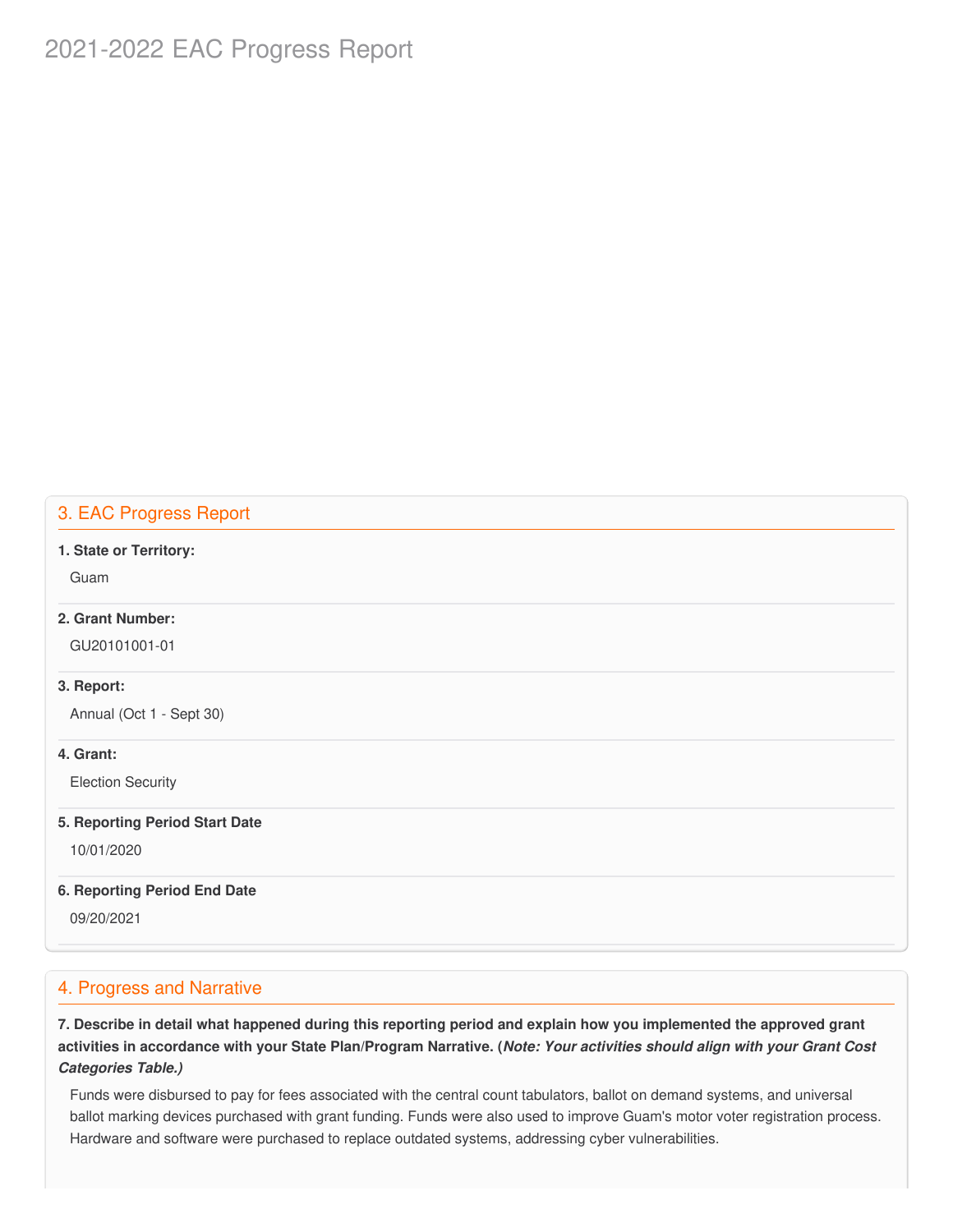# 2021-2022 EAC Progress Report

## 3. EAC Progress Report

**1. State or Territory:**

Guam

**2. Grant Number:**

GU20101001-01

**3. Report:**

Annual (Oct 1 - Sept 30)

**4. Grant:**

Election Security

**5. Reporting Period Start Date**

10/01/2020

**6. Reporting Period End Date**

09/20/2021

## 4. Progress and Narrative

**7. Describe in detail what happened during this reporting period and explain how you implemented the approved grant activities in accordance with your State Plan/Program Narrative. (*Note: Your activities should align with your Grant Cost Categories Table.)***

Funds were disbursed to pay for fees associated with the central count tabulators, ballot on demand systems, and universal ballot marking devices purchased with grant funding. Funds were also used to improve Guam's motor voter registration process. Hardware and software were purchased to replace outdated systems, addressing cyber vulnerabilities.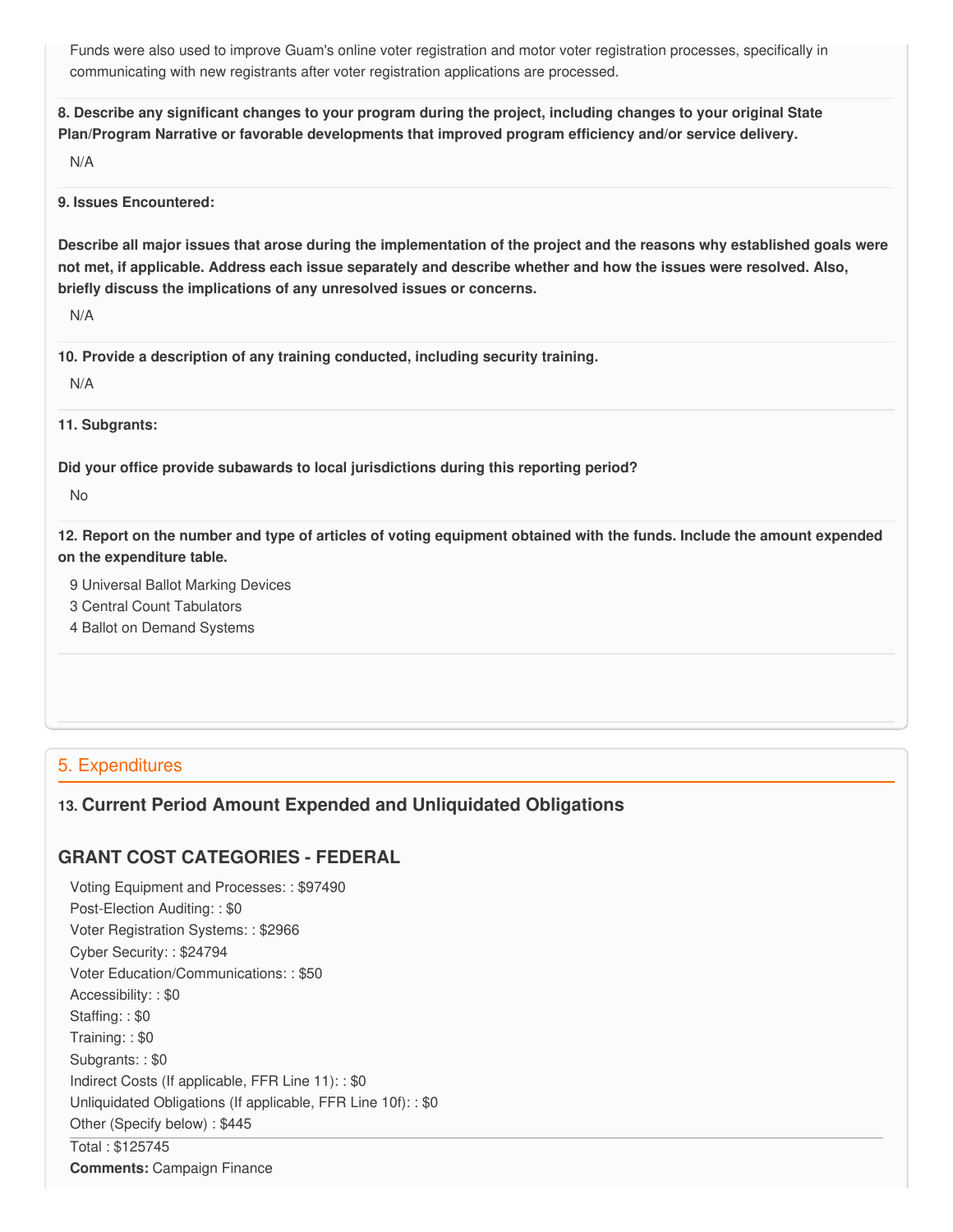Funds were also used to improve Guam's online voter registration and motor voter registration processes, specifically in communicating with new registrants after voter registration applications are processed.

**8. Describe any significant changes to your program during the project, including changes to your original State Plan/Program Narrative or favorable developments that improved program efficiency and/or service delivery.**

N/A

**9. Issues Encountered:**

**Describe all major issues that arose during the implementation of the project and the reasons why established goals were not met, if applicable. Address each issue separately and describe whether and how the issues were resolved. Also, briefly discuss the implications of any unresolved issues or concerns.**

N/A

**10. Provide a description of any training conducted, including security training.**

N/A

**11. Subgrants:**

**Did your office provide subawards to local jurisdictions during this reporting period?**

No

**12. Report on the number and type of articles of voting equipment obtained with the funds. Include the amount expended on the expenditure table.**

9 Universal Ballot Marking Devices
3 Central Count Tabulators
4 Ballot on Demand Systems

## 5. Expenditures

### 13. Current Period Amount Expended and Unliquidated Obligations

### GRANT COST CATEGORIES - FEDERAL

Voting Equipment and Processes: : $97490
Post-Election Auditing: : $0
Voter Registration Systems: : $2966
Cyber Security: : $24794
Voter Education/Communications: : $50
Accessibility: : $0
Staffing: : $0
Training: : $0
Subgrants: : $0
Indirect Costs (If applicable, FFR Line 11): : $0
Unliquidated Obligations (If applicable, FFR Line 10f): : $0
Other (Specify below) : $445

Total : $125745
**Comments:** Campaign Finance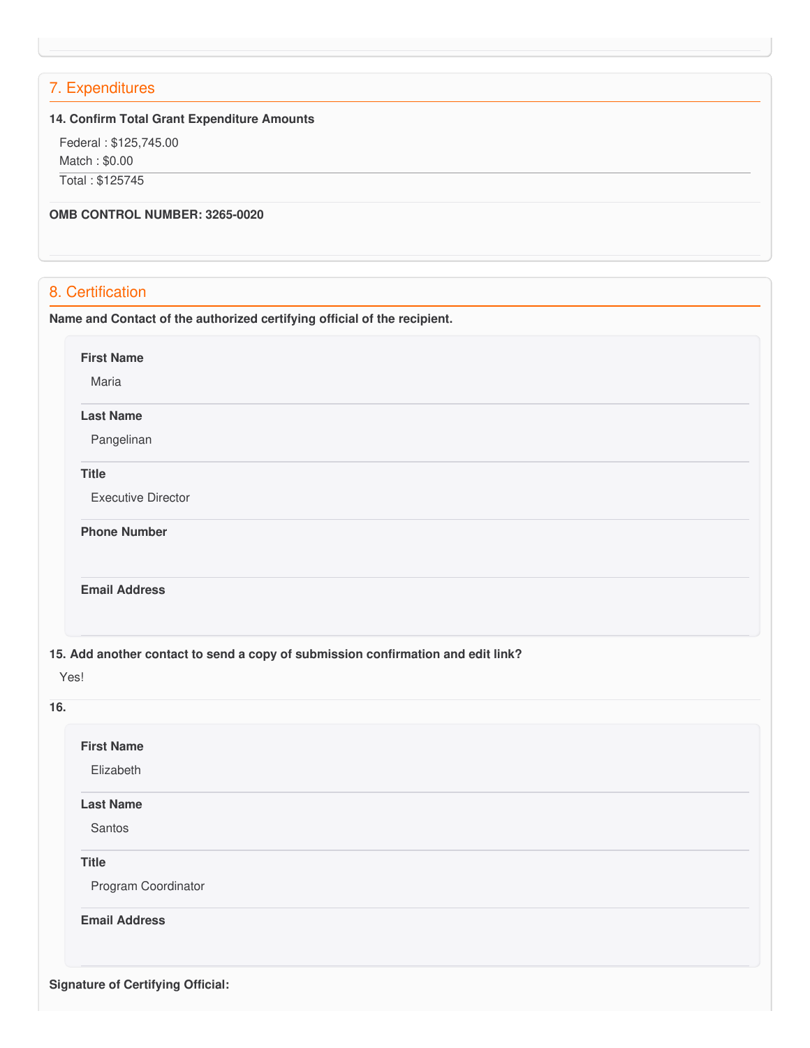## 7. Expenditures

**14. Confirm Total Grant Expenditure Amounts**

Federal : $125,745.00

Match : $0.00

Total : $125745

**OMB CONTROL NUMBER: 3265-0020**

## 8. Certification

**Name and Contact of the authorized certifying official of the recipient.**

**First Name**

Maria

**Last Name**

Pangelinan

**Title**

Executive Director

**Phone Number**

**Email Address**

**15. Add another contact to send a copy of submission confirmation and edit link?**

Yes!

**16.**

**First Name**

Elizabeth

**Last Name**

Santos

**Title**

Program Coordinator

**Email Address**

**Signature of Certifying Official:**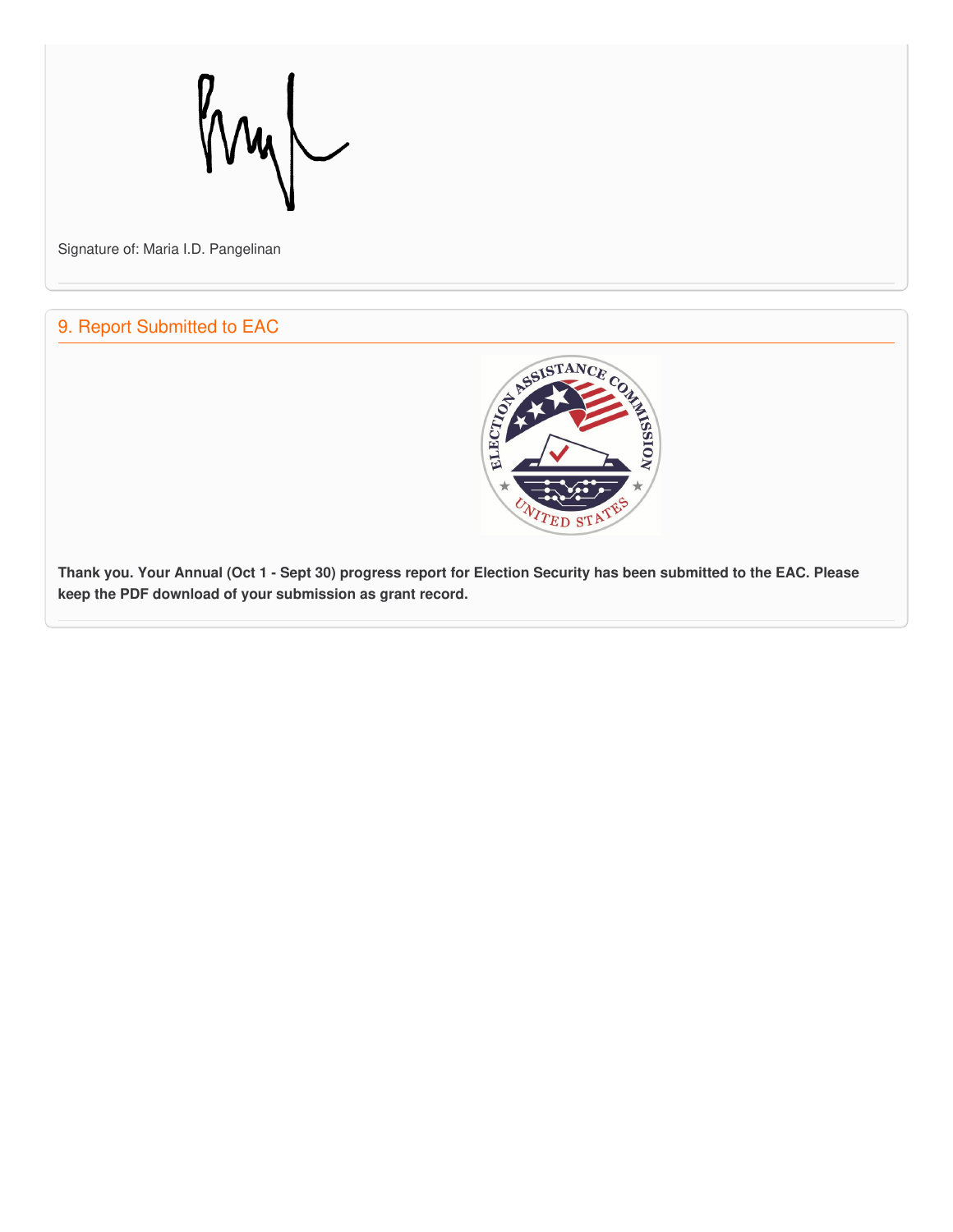Signature of: Maria I.D. Pangelinan

## 9. Report Submitted to EAC

**Thank you. Your Annual (Oct 1 - Sept 30) progress report for Election Security has been submitted to the EAC. Please keep the PDF download of your submission as grant record.**